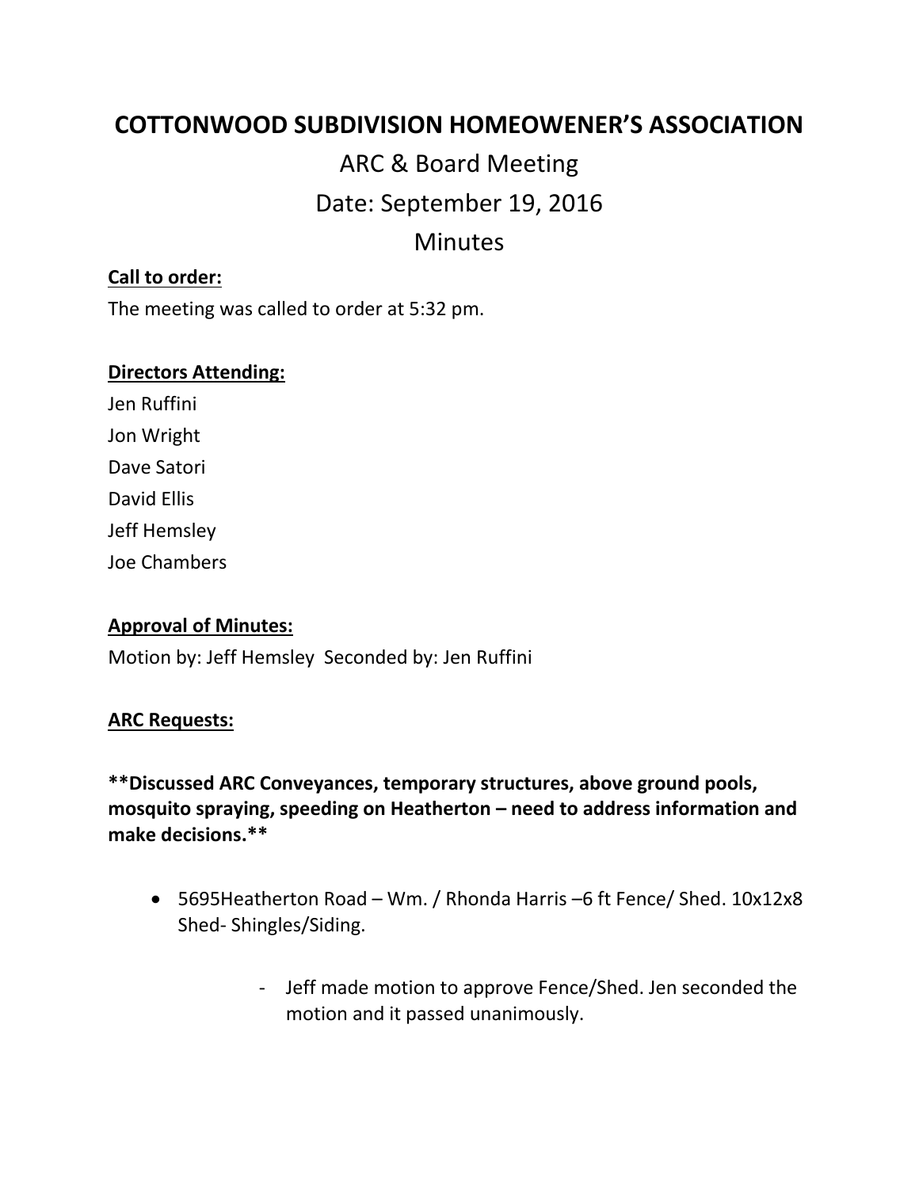# COTTONWOOD SUBDIVISION HOMEOWENER'S ASSOCIATION

## ARC & Board Meeting

## Date: September 19, 2016

## Minutes

**Call to order:**

The meeting was called to order at 5:32 pm.

**Directors Attending:**

Jen Ruffini

Jon Wright

Dave Satori

David Ellis

Jeff Hemsley

Joe Chambers

**Approval of Minutes:**

Motion by: Jeff Hemsley Seconded by: Jen Ruffini

**ARC Requests:**

****Discussed ARC Conveyances, temporary structures, above ground pools, mosquito spraying, speeding on Heatherton – need to address information and make decisions.****

- 5695Heatherton Road – Wm. / Rhonda Harris –6 ft Fence/ Shed. 10x12x8 Shed- Shingles/Siding.
    - Jeff made motion to approve Fence/Shed. Jen seconded the motion and it passed unanimously.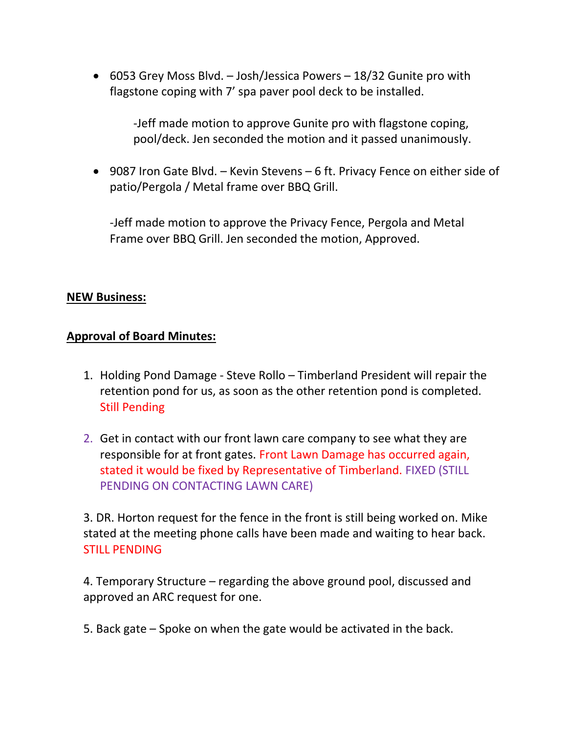- 6053 Grey Moss Blvd. – Josh/Jessica Powers – 18/32 Gunite pro with flagstone coping with 7' spa paver pool deck to be installed.

  -Jeff made motion to approve Gunite pro with flagstone coping, pool/deck. Jen seconded the motion and it passed unanimously.

- 9087 Iron Gate Blvd. – Kevin Stevens – 6 ft. Privacy Fence on either side of patio/Pergola / Metal frame over BBQ Grill.

  -Jeff made motion to approve the Privacy Fence, Pergola and Metal Frame over BBQ Grill. Jen seconded the motion, Approved.

**NEW Business:**

**Approval of Board Minutes:**

1. Holding Pond Damage - Steve Rollo – Timberland President will repair the retention pond for us, as soon as the other retention pond is completed. Still Pending

2. Get in contact with our front lawn care company to see what they are responsible for at front gates. Front Lawn Damage has occurred again, stated it would be fixed by Representative of Timberland. FIXED (STILL PENDING ON CONTACTING LAWN CARE)

3. DR. Horton request for the fence in the front is still being worked on. Mike stated at the meeting phone calls have been made and waiting to hear back. STILL PENDING

4. Temporary Structure – regarding the above ground pool, discussed and approved an ARC request for one.

5. Back gate – Spoke on when the gate would be activated in the back.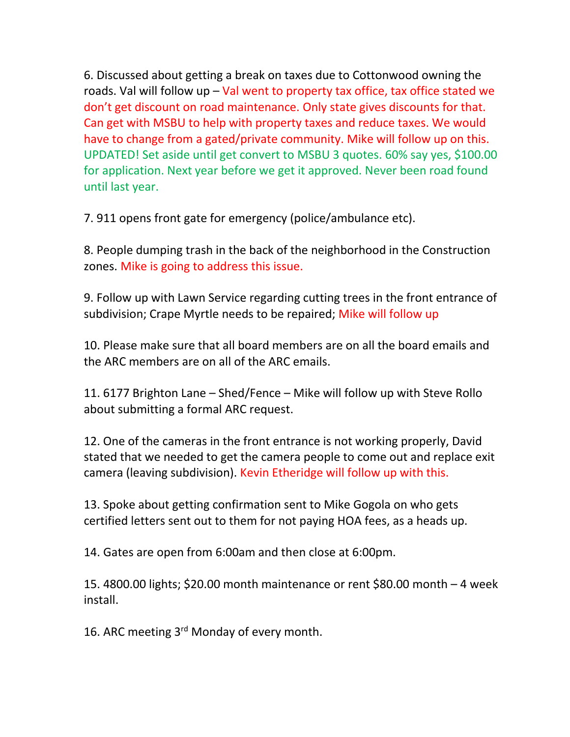6. Discussed about getting a break on taxes due to Cottonwood owning the roads. Val will follow up – Val went to property tax office, tax office stated we don't get discount on road maintenance. Only state gives discounts for that. Can get with MSBU to help with property taxes and reduce taxes. We would have to change from a gated/private community. Mike will follow up on this. UPDATED! Set aside until get convert to MSBU 3 quotes. 60% say yes, $100.00 for application. Next year before we get it approved. Never been road found until last year.

7. 911 opens front gate for emergency (police/ambulance etc).

8. People dumping trash in the back of the neighborhood in the Construction zones. Mike is going to address this issue.

9. Follow up with Lawn Service regarding cutting trees in the front entrance of subdivision; Crape Myrtle needs to be repaired; Mike will follow up

10. Please make sure that all board members are on all the board emails and the ARC members are on all of the ARC emails.

11. 6177 Brighton Lane – Shed/Fence – Mike will follow up with Steve Rollo about submitting a formal ARC request.

12. One of the cameras in the front entrance is not working properly, David stated that we needed to get the camera people to come out and replace exit camera (leaving subdivision). Kevin Etheridge will follow up with this.

13. Spoke about getting confirmation sent to Mike Gogola on who gets certified letters sent out to them for not paying HOA fees, as a heads up.

14. Gates are open from 6:00am and then close at 6:00pm.

15. 4800.00 lights; $20.00 month maintenance or rent $80.00 month – 4 week install.

16. ARC meeting 3rd Monday of every month.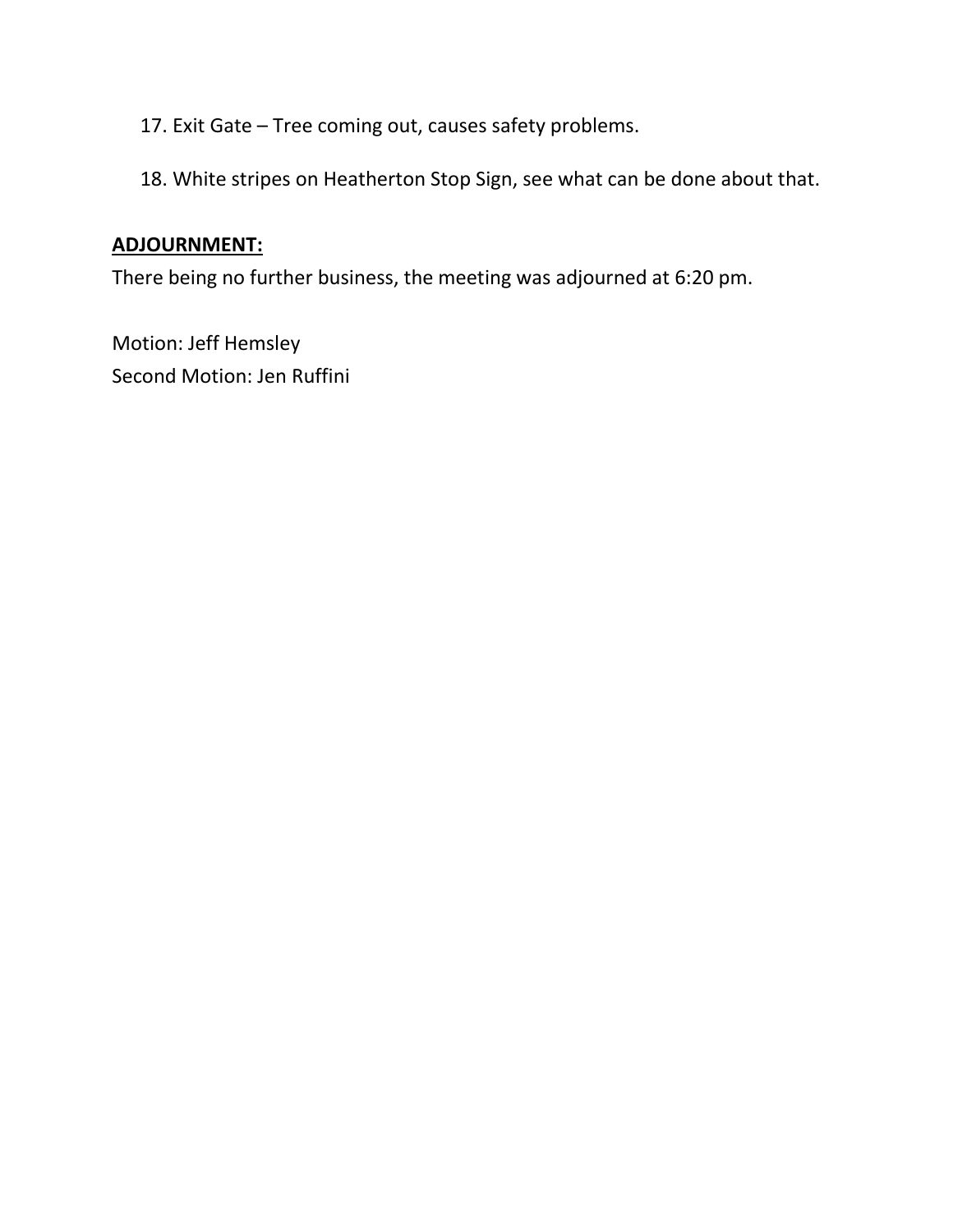17. Exit Gate – Tree coming out, causes safety problems.

18. White stripes on Heatherton Stop Sign, see what can be done about that.

**ADJOURNMENT:**

There being no further business, the meeting was adjourned at 6:20 pm.

Motion: Jeff Hemsley
Second Motion: Jen Ruffini